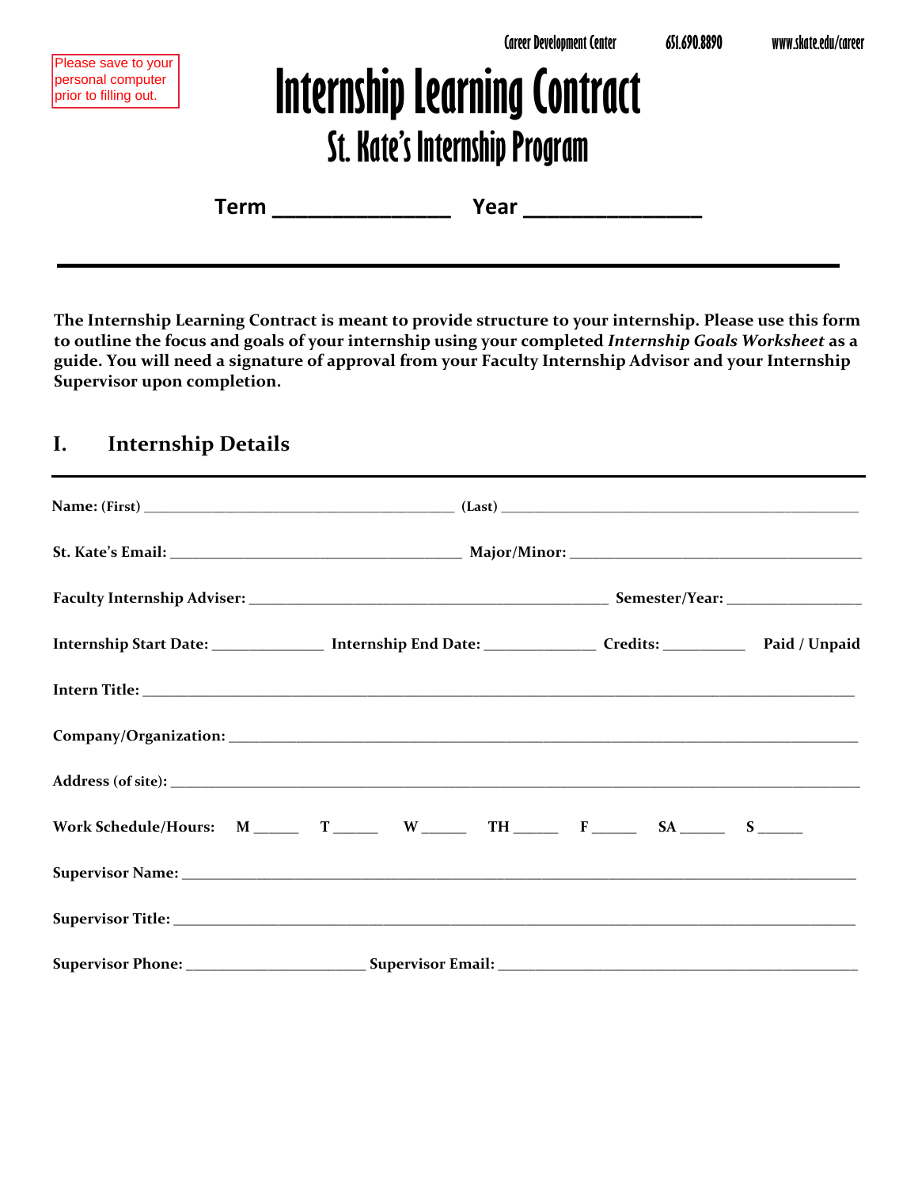Please save to your personal computer prior to filling out.

Career Development Center 651.690.8890 www.stkate.edu/career

# Internship Learning Contract

## St. Kate's Internship Program

**Term \_\_\_\_\_\_\_\_\_\_\_\_\_\_\_\_ Year \_\_\_\_\_\_\_\_\_\_\_\_\_\_\_\_**

---

**The Internship Learning Contract is meant to provide structure to your internship. Please use this form to outline the focus and goals of your internship using your completed *Internship Goals Worksheet* as a guide. You will need a signature of approval from your Faculty Internship Advisor and your Internship Supervisor upon completion.**

## I. Internship Details

---

**Name:** (First) \_\_\_\_\_\_\_\_\_\_\_\_\_\_\_\_\_\_\_\_\_\_\_\_\_\_\_\_\_\_\_\_\_\_\_\_\_\_\_\_ (Last) \_\_\_\_\_\_\_\_\_\_\_\_\_\_\_\_\_\_\_\_\_\_\_\_\_\_\_\_\_\_\_\_\_\_\_\_\_\_\_\_\_\_\_\_\_\_

**St. Kate's Email:** \_\_\_\_\_\_\_\_\_\_\_\_\_\_\_\_\_\_\_\_\_\_\_\_\_\_\_\_\_\_\_\_\_\_\_\_\_\_ **Major/Minor:** \_\_\_\_\_\_\_\_\_\_\_\_\_\_\_\_\_\_\_\_\_\_\_\_\_\_\_\_\_\_\_\_\_\_\_\_\_\_

**Faculty Internship Adviser:** \_\_\_\_\_\_\_\_\_\_\_\_\_\_\_\_\_\_\_\_\_\_\_\_\_\_\_\_\_\_\_\_\_\_\_\_\_\_\_\_\_\_\_\_\_\_ **Semester/Year:** \_\_\_\_\_\_\_\_\_\_\_\_\_\_\_\_\_\_

**Internship Start Date:** \_\_\_\_\_\_\_\_\_\_\_\_\_\_\_ **Internship End Date:** \_\_\_\_\_\_\_\_\_\_\_\_\_\_\_ **Credits:** \_\_\_\_\_\_\_\_\_\_\_ **Paid / Unpaid**

**Intern Title:** \_\_\_\_\_\_\_\_\_\_\_\_\_\_\_\_\_\_\_\_\_\_\_\_\_\_\_\_\_\_\_\_\_\_\_\_\_\_\_\_\_\_\_\_\_\_\_\_\_\_\_\_\_\_\_\_\_\_\_\_\_\_\_\_\_\_\_\_\_\_\_\_\_\_\_\_\_\_\_\_\_\_\_\_\_\_\_\_\_\_\_\_

**Company/Organization:** \_\_\_\_\_\_\_\_\_\_\_\_\_\_\_\_\_\_\_\_\_\_\_\_\_\_\_\_\_\_\_\_\_\_\_\_\_\_\_\_\_\_\_\_\_\_\_\_\_\_\_\_\_\_\_\_\_\_\_\_\_\_\_\_\_\_\_\_\_\_\_\_\_\_\_\_\_\_\_\_\_\_

**Address** (of site): \_\_\_\_\_\_\_\_\_\_\_\_\_\_\_\_\_\_\_\_\_\_\_\_\_\_\_\_\_\_\_\_\_\_\_\_\_\_\_\_\_\_\_\_\_\_\_\_\_\_\_\_\_\_\_\_\_\_\_\_\_\_\_\_\_\_\_\_\_\_\_\_\_\_\_\_\_\_\_\_\_\_\_\_\_\_\_

**Work Schedule/Hours:** M \_\_\_\_\_\_ T \_\_\_\_\_\_ W \_\_\_\_\_\_ TH \_\_\_\_\_\_ F \_\_\_\_\_\_ SA \_\_\_\_\_\_ S \_\_\_\_\_\_

**Supervisor Name:** \_\_\_\_\_\_\_\_\_\_\_\_\_\_\_\_\_\_\_\_\_\_\_\_\_\_\_\_\_\_\_\_\_\_\_\_\_\_\_\_\_\_\_\_\_\_\_\_\_\_\_\_\_\_\_\_\_\_\_\_\_\_\_\_\_\_\_\_\_\_\_\_\_\_\_\_\_\_\_\_\_\_\_\_\_\_\_\_

**Supervisor Title:** \_\_\_\_\_\_\_\_\_\_\_\_\_\_\_\_\_\_\_\_\_\_\_\_\_\_\_\_\_\_\_\_\_\_\_\_\_\_\_\_\_\_\_\_\_\_\_\_\_\_\_\_\_\_\_\_\_\_\_\_\_\_\_\_\_\_\_\_\_\_\_\_\_\_\_\_\_\_\_\_\_\_\_\_\_\_\_\_\_

**Supervisor Phone:** \_\_\_\_\_\_\_\_\_\_\_\_\_\_\_\_\_\_\_\_\_\_\_\_ **Supervisor Email:** \_\_\_\_\_\_\_\_\_\_\_\_\_\_\_\_\_\_\_\_\_\_\_\_\_\_\_\_\_\_\_\_\_\_\_\_\_\_\_\_\_\_\_\_\_\_\_\_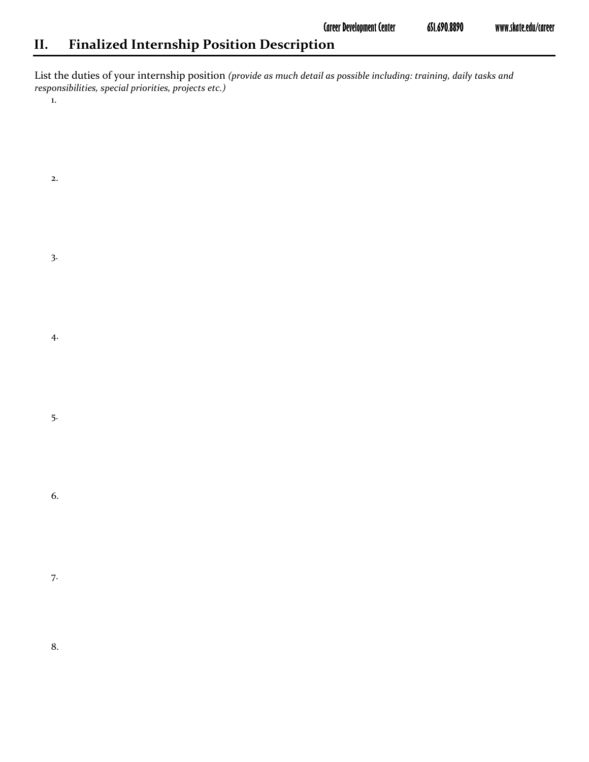## II. Finalized Internship Position Description

List the duties of your internship position *(provide as much detail as possible including: training, daily tasks and responsibilities, special priorities, projects etc.)*

1.

2.

3.

4.

5.

6.

7.

8.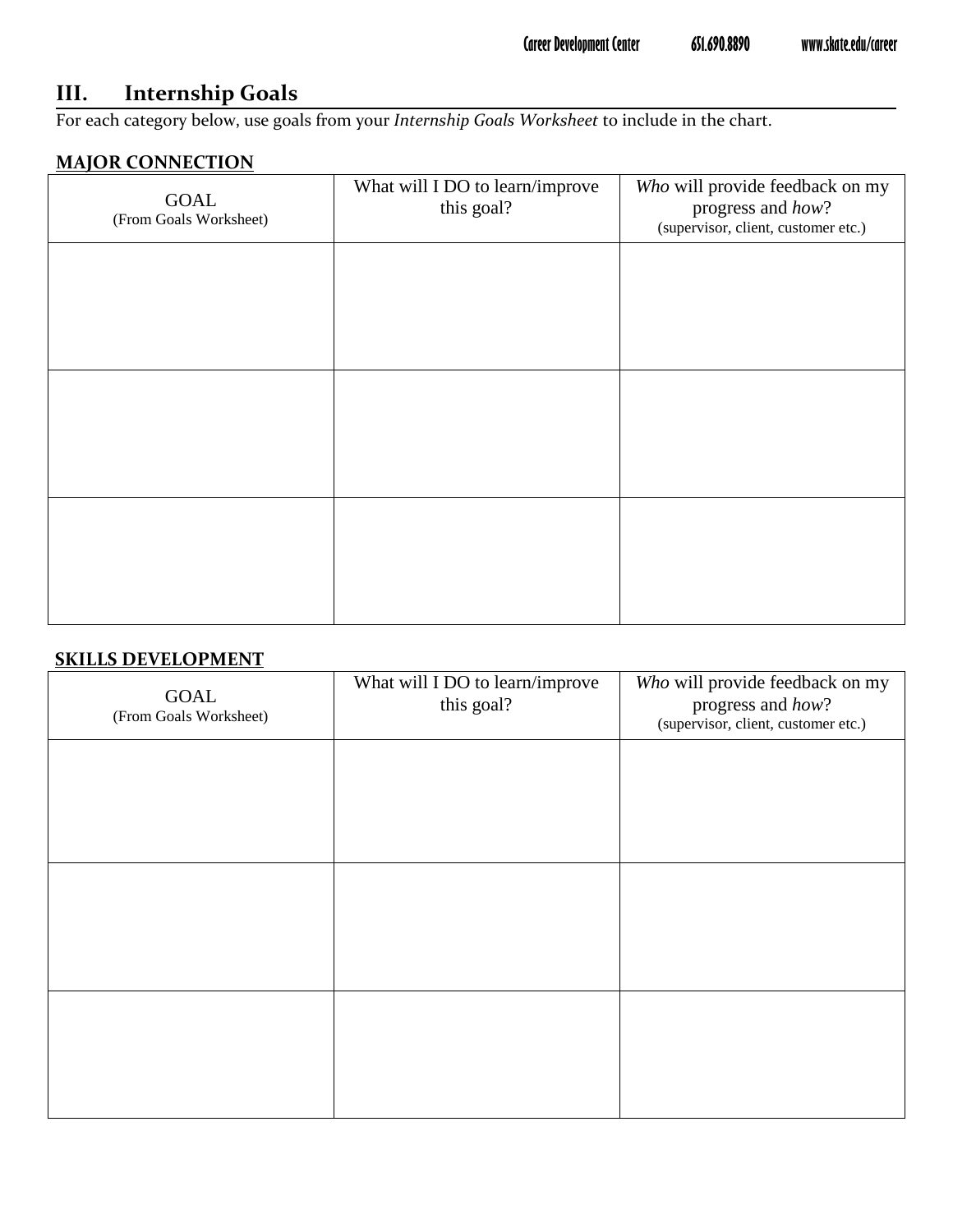## III. Internship Goals

For each category below, use goals from your *Internship Goals Worksheet* to include in the chart.

**MAJOR CONNECTION**

| GOAL (From Goals Worksheet) | What will I DO to learn/improve this goal? | *Who* will provide feedback on my progress and *how*? (supervisor, client, customer etc.) |
|---|---|---|
| | | |
| | | |
| | | |

**SKILLS DEVELOPMENT**

| GOAL (From Goals Worksheet) | What will I DO to learn/improve this goal? | *Who* will provide feedback on my progress and *how*? (supervisor, client, customer etc.) |
|---|---|---|
| | | |
| | | |
| | | |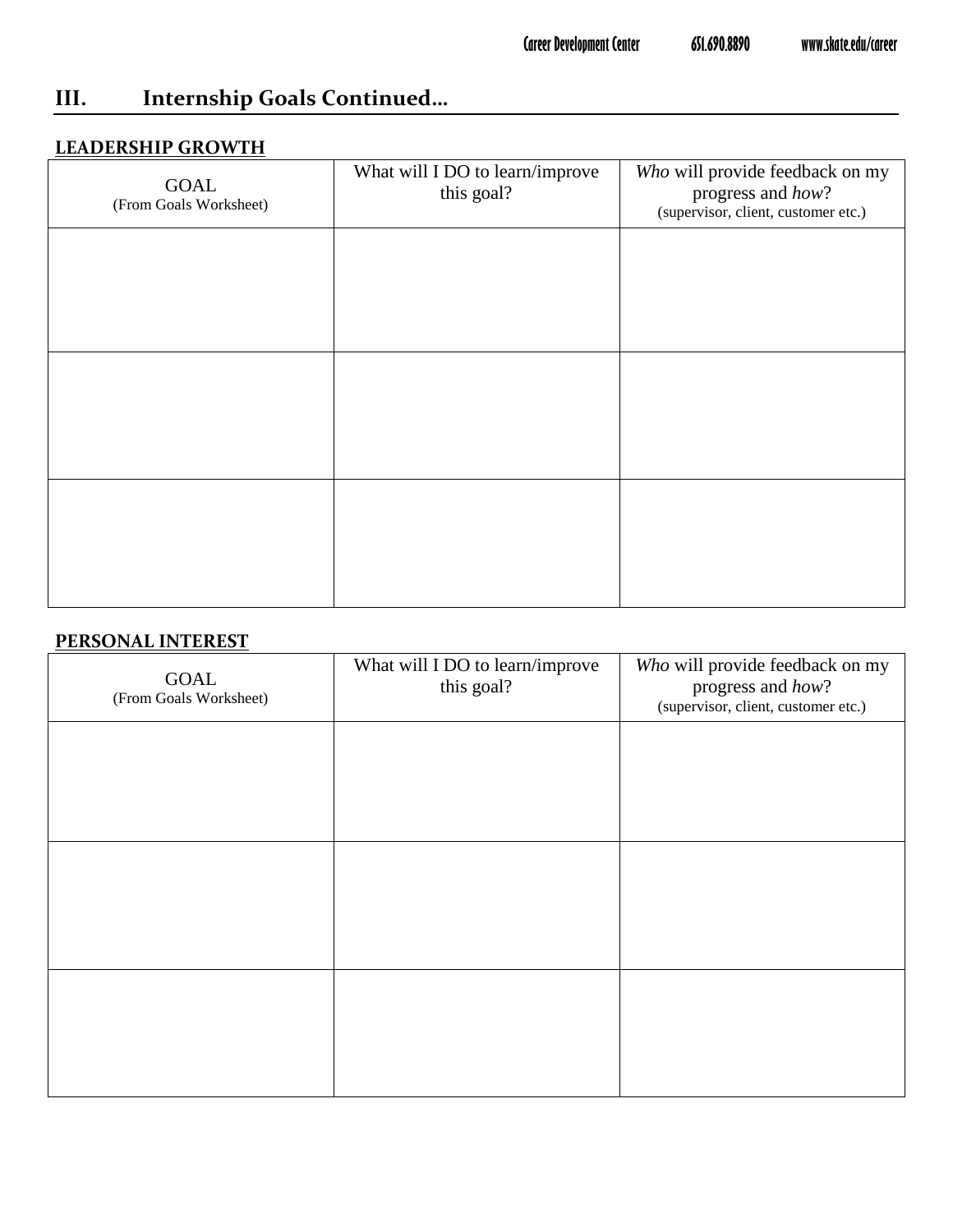## III. Internship Goals Continued…

### LEADERSHIP GROWTH

| GOAL (From Goals Worksheet) | What will I DO to learn/improve this goal? | *Who* will provide feedback on my progress and *how*? (supervisor, client, customer etc.) |
|---|---|---|
| | | |
| | | |
| | | |

### PERSONAL INTEREST

| GOAL (From Goals Worksheet) | What will I DO to learn/improve this goal? | *Who* will provide feedback on my progress and *how*? (supervisor, client, customer etc.) |
|---|---|---|
| | | |
| | | |
| | | |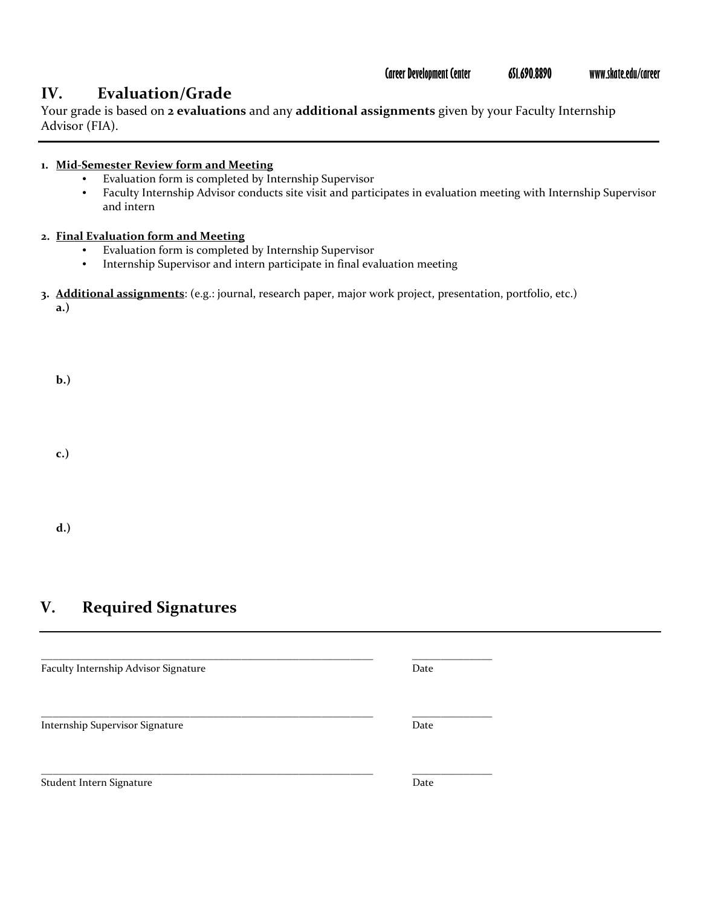## IV. Evaluation/Grade

Your grade is based on **2 evaluations** and any **additional assignments** given by your Faculty Internship Advisor (FIA).

1. **Mid-Semester Review form and Meeting**
   - Evaluation form is completed by Internship Supervisor
   - Faculty Internship Advisor conducts site visit and participates in evaluation meeting with Internship Supervisor and intern

2. **Final Evaluation form and Meeting**
   - Evaluation form is completed by Internship Supervisor
   - Internship Supervisor and intern participate in final evaluation meeting

3. **Additional assignments**: (e.g.: journal, research paper, major work project, presentation, portfolio, etc.)

   **a.)**

   **b.)**

   **c.)**

   **d.)**

## V. Required Signatures

\_\_\_\_\_\_\_\_\_\_\_\_\_\_\_\_\_\_\_\_\_\_\_\_\_\_\_\_\_\_\_\_\_\_\_\_\_\_\_\_\_\_\_\_\_\_\_\_ \_\_\_\_\_\_\_\_\_\_\_\_\_\_\_
Faculty Internship Advisor Signature Date

\_\_\_\_\_\_\_\_\_\_\_\_\_\_\_\_\_\_\_\_\_\_\_\_\_\_\_\_\_\_\_\_\_\_\_\_\_\_\_\_\_\_\_\_\_\_\_\_ \_\_\_\_\_\_\_\_\_\_\_\_\_\_\_
Internship Supervisor Signature Date

\_\_\_\_\_\_\_\_\_\_\_\_\_\_\_\_\_\_\_\_\_\_\_\_\_\_\_\_\_\_\_\_\_\_\_\_\_\_\_\_\_\_\_\_\_\_\_\_ \_\_\_\_\_\_\_\_\_\_\_\_\_\_\_
Student Intern Signature Date